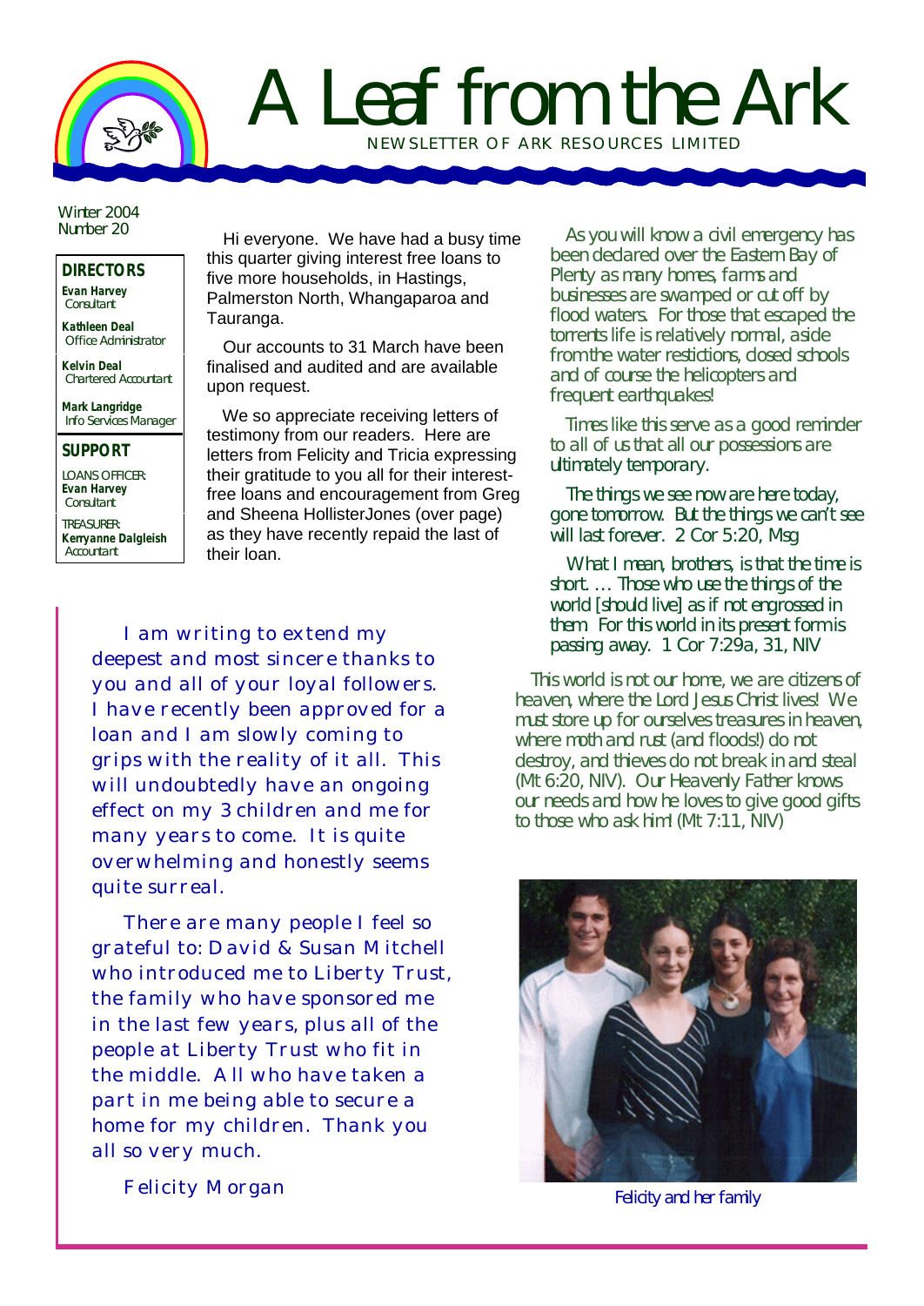# A Leaf from the Ark

NEWSLETTER OF ARK RESOURCES LIMITED

Winter 2004
Number 20

**DIRECTORS**

**Evan Harvey**
Consultant

**Kathleen Deal**
Office Administrator

**Kelvin Deal**
Chartered Accountant

**Mark Langridge**
Info Services Manager

**SUPPORT**

LOANS OFFICER:
**Evan Harvey**
Consultant

TREASURER:
**Kerryanne Dalgleish**
Accountant

Hi everyone. We have had a busy time this quarter giving interest free loans to five more households, in Hastings, Palmerston North, Whangaparoa and Tauranga.

Our accounts to 31 March have been finalised and audited and are available upon request.

We so appreciate receiving letters of testimony from our readers. Here are letters from Felicity and Tricia expressing their gratitude to you all for their interest-free loans and encouragement from Greg and Sheena HollisterJones (over page) as they have recently repaid the last of their loan.

I am writing to extend my deepest and most sincere thanks to you and all of your loyal followers. I have recently been approved for a loan and I am slowly coming to grips with the reality of it all. This will undoubtedly have an ongoing effect on my 3 children and me for many years to come. It is quite overwhelming and honestly seems quite surreal.

There are many people I feel so grateful to: David & Susan Mitchell who introduced me to Liberty Trust, the family who have sponsored me in the last few years, plus all of the people at Liberty Trust who fit in the middle. All who have taken a part in me being able to secure a home for my children. Thank you all so very much.

Felicity Morgan

As you will know a civil emergency has been declared over the Eastern Bay of Plenty as many homes, farms and businesses are swamped or cut off by flood waters. For those that escaped the torrents life is relatively normal, aside from the water restictions, closed schools and of course the helicopters and frequent earthquakes!

Times like this serve as a good reminder to all of us that all our possessions are ultimately temporary.

The things we see now are here today, gone tomorrow. But the things we can't see will last forever. 2 Cor 5:20, Msg

What I mean, brothers, is that the time is short. … Those who use the things of the world [should live] as if not engrossed in them For this world in its present form is passing away. 1 Cor 7:29a, 31, NIV

This world is not our home, we are citizens of heaven, where the Lord Jesus Christ lives! We must store up for ourselves treasures in heaven, where moth and rust (and floods!) do not destroy, and thieves do not break in and steal (Mt 6:20, NIV). Our Heavenly Father knows our needs and how he loves to give good gifts to those who ask him! (Mt 7:11, NIV)

Felicity and her family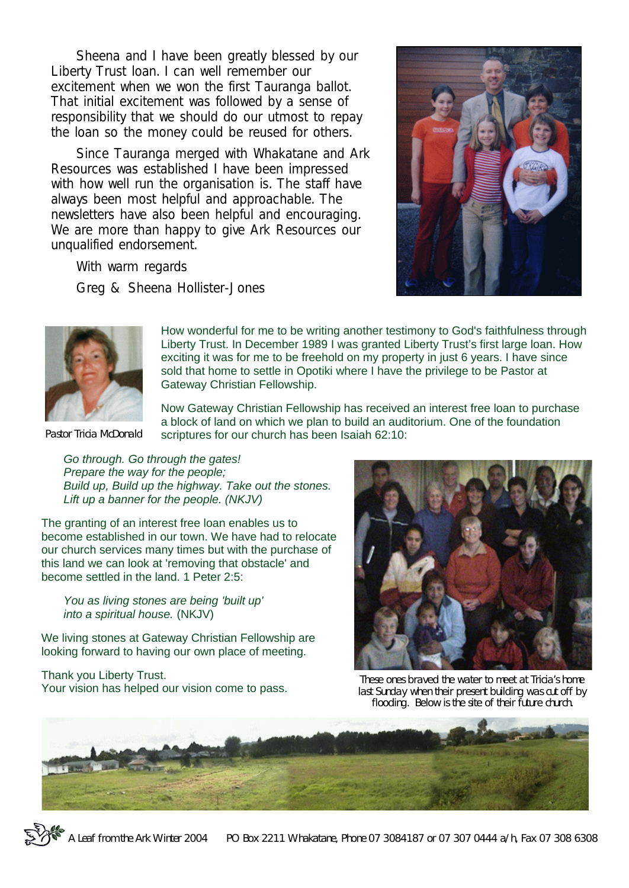Sheena and I have been greatly blessed by our Liberty Trust loan. I can well remember our excitement when we won the first Tauranga ballot. That initial excitement was followed by a sense of responsibility that we should do our utmost to repay the loan so the money could be reused for others.

Since Tauranga merged with Whakatane and Ark Resources was established I have been impressed with how well run the organisation is. The staff have always been most helpful and approachable. The newsletters have also been helpful and encouraging. We are more than happy to give Ark Resources our unqualified endorsement.

With warm regards

Greg & Sheena Hollister-Jones

Pastor Tricia McDonald

How wonderful for me to be writing another testimony to God's faithfulness through Liberty Trust. In December 1989 I was granted Liberty Trust's first large loan. How exciting it was for me to be freehold on my property in just 6 years. I have since sold that home to settle in Opotiki where I have the privilege to be Pastor at Gateway Christian Fellowship.

Now Gateway Christian Fellowship has received an interest free loan to purchase a block of land on which we plan to build an auditorium. One of the foundation scriptures for our church has been Isaiah 62:10:

> *Go through. Go through the gates!*
> *Prepare the way for the people;*
> *Build up, Build up the highway. Take out the stones.*
> *Lift up a banner for the people. (NKJV)*

The granting of an interest free loan enables us to become established in our town. We have had to relocate our church services many times but with the purchase of this land we can look at 'removing that obstacle' and become settled in the land. 1 Peter 2:5:

> *You as living stones are being 'built up' into a spiritual house.* (NKJV)

We living stones at Gateway Christian Fellowship are looking forward to having our own place of meeting.

Thank you Liberty Trust.
Your vision has helped our vision come to pass.

These ones braved the water to meet at Tricia's home last Sunday when their present building was cut off by flooding. Below is the site of their future church.